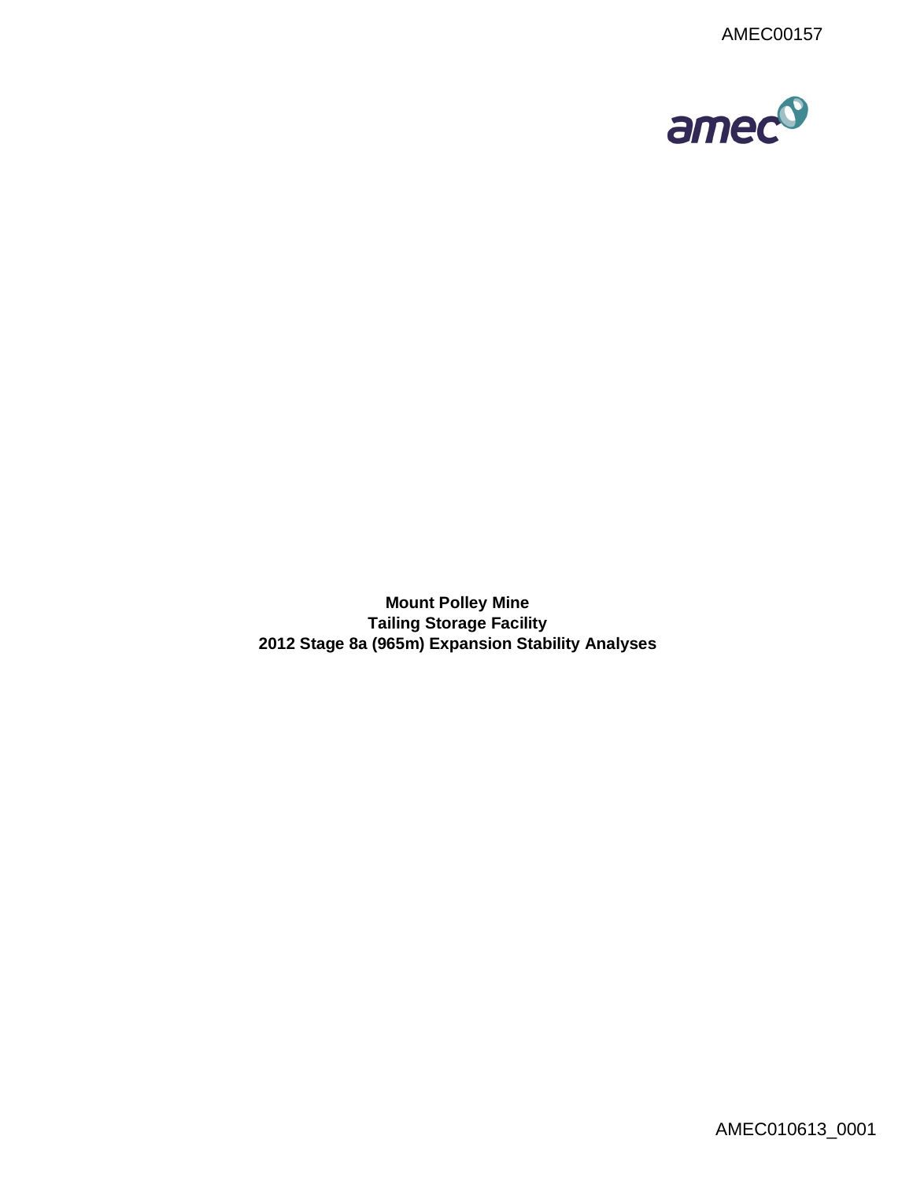AMEC00157

amec

**Mount Polley Mine**
**Tailing Storage Facility**
**2012 Stage 8a (965m) Expansion Stability Analyses**

AMEC010613_0001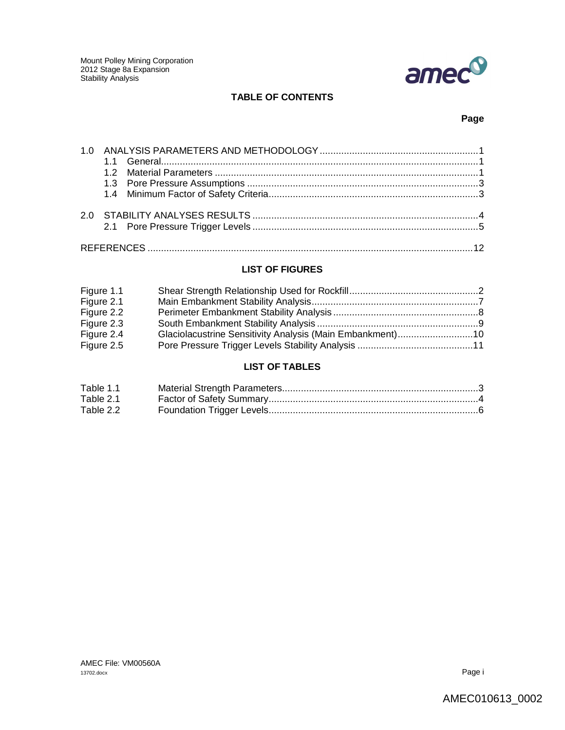## TABLE OF CONTENTS

| | Page |
|---|---|
| 1.0 ANALYSIS PARAMETERS AND METHODOLOGY | 1 |
| 1.1 General | 1 |
| 1.2 Material Parameters | 1 |
| 1.3 Pore Pressure Assumptions | 3 |
| 1.4 Minimum Factor of Safety Criteria | 3 |
| 2.0 STABILITY ANALYSES RESULTS | 4 |
| 2.1 Pore Pressure Trigger Levels | 5 |
| REFERENCES | 12 |

## LIST OF FIGURES

| | | |
|---|---|---|
| Figure 1.1 | Shear Strength Relationship Used for Rockfill | 2 |
| Figure 2.1 | Main Embankment Stability Analysis | 7 |
| Figure 2.2 | Perimeter Embankment Stability Analysis | 8 |
| Figure 2.3 | South Embankment Stability Analysis | 9 |
| Figure 2.4 | Glaciolacustrine Sensitivity Analysis (Main Embankment) | 10 |
| Figure 2.5 | Pore Pressure Trigger Levels Stability Analysis | 11 |

## LIST OF TABLES

| | | |
|---|---|---|
| Table 1.1 | Material Strength Parameters | 3 |
| Table 2.1 | Factor of Safety Summary | 4 |
| Table 2.2 | Foundation Trigger Levels | 6 |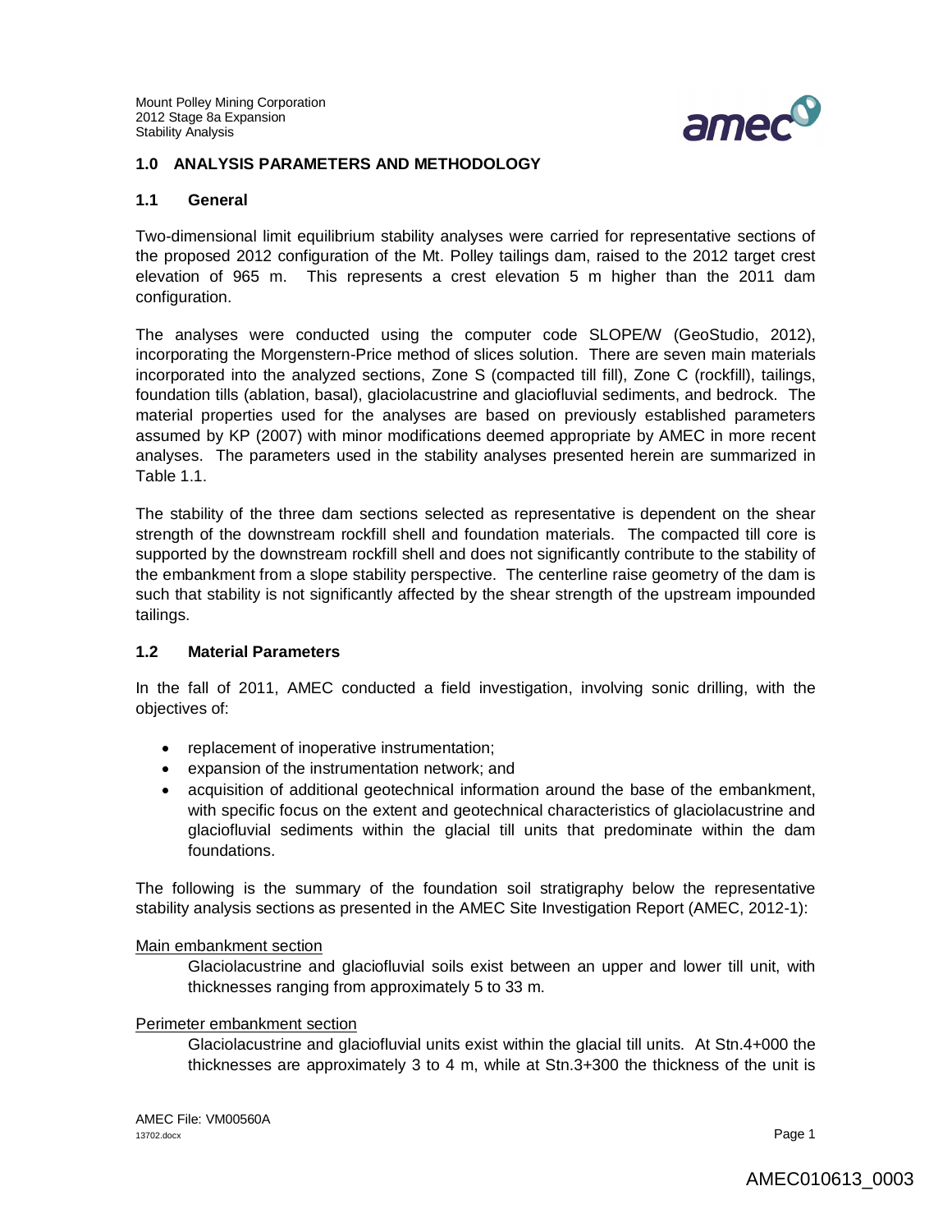## 1.0 ANALYSIS PARAMETERS AND METHODOLOGY

### 1.1 General

Two-dimensional limit equilibrium stability analyses were carried for representative sections of the proposed 2012 configuration of the Mt. Polley tailings dam, raised to the 2012 target crest elevation of 965 m. This represents a crest elevation 5 m higher than the 2011 dam configuration.

The analyses were conducted using the computer code SLOPE/W (GeoStudio, 2012), incorporating the Morgenstern-Price method of slices solution. There are seven main materials incorporated into the analyzed sections, Zone S (compacted till fill), Zone C (rockfill), tailings, foundation tills (ablation, basal), glaciolacustrine and glaciofluvial sediments, and bedrock. The material properties used for the analyses are based on previously established parameters assumed by KP (2007) with minor modifications deemed appropriate by AMEC in more recent analyses. The parameters used in the stability analyses presented herein are summarized in Table 1.1.

The stability of the three dam sections selected as representative is dependent on the shear strength of the downstream rockfill shell and foundation materials. The compacted till core is supported by the downstream rockfill shell and does not significantly contribute to the stability of the embankment from a slope stability perspective. The centerline raise geometry of the dam is such that stability is not significantly affected by the shear strength of the upstream impounded tailings.

### 1.2 Material Parameters

In the fall of 2011, AMEC conducted a field investigation, involving sonic drilling, with the objectives of:

- replacement of inoperative instrumentation;
- expansion of the instrumentation network; and
- acquisition of additional geotechnical information around the base of the embankment, with specific focus on the extent and geotechnical characteristics of glaciolacustrine and glaciofluvial sediments within the glacial till units that predominate within the dam foundations.

The following is the summary of the foundation soil stratigraphy below the representative stability analysis sections as presented in the AMEC Site Investigation Report (AMEC, 2012-1):

Main embankment section

Glaciolacustrine and glaciofluvial soils exist between an upper and lower till unit, with thicknesses ranging from approximately 5 to 33 m.

Perimeter embankment section

Glaciolacustrine and glaciofluvial units exist within the glacial till units. At Stn.4+000 the thicknesses are approximately 3 to 4 m, while at Stn.3+300 the thickness of the unit is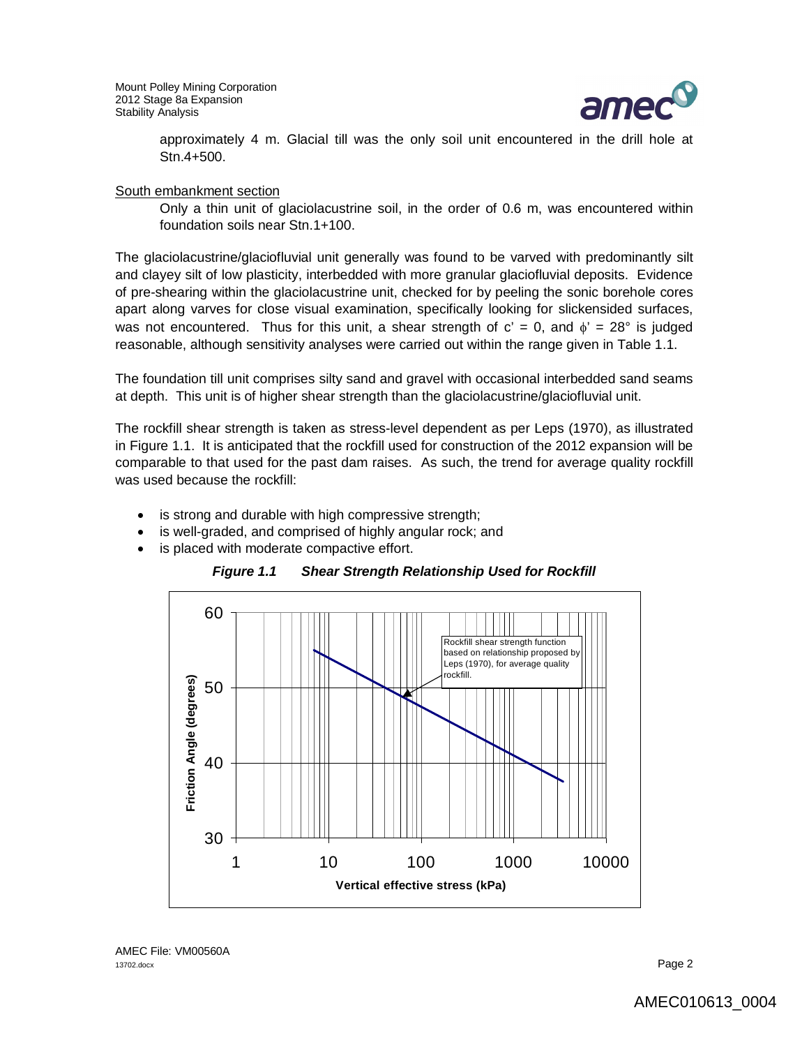approximately 4 m. Glacial till was the only soil unit encountered in the drill hole at Stn.4+500.

South embankment section

Only a thin unit of glaciolacustrine soil, in the order of 0.6 m, was encountered within foundation soils near Stn.1+100.

The glaciolacustrine/glaciofluvial unit generally was found to be varved with predominantly silt and clayey silt of low plasticity, interbedded with more granular glaciofluvial deposits. Evidence of pre-shearing within the glaciolacustrine unit, checked for by peeling the sonic borehole cores apart along varves for close visual examination, specifically looking for slickensided surfaces, was not encountered. Thus for this unit, a shear strength of $c' = 0$, and $\phi' = 28°$ is judged reasonable, although sensitivity analyses were carried out within the range given in Table 1.1.

The foundation till unit comprises silty sand and gravel with occasional interbedded sand seams at depth. This unit is of higher shear strength than the glaciolacustrine/glaciofluvial unit.

The rockfill shear strength is taken as stress-level dependent as per Leps (1970), as illustrated in Figure 1.1. It is anticipated that the rockfill used for construction of the 2012 expansion will be comparable to that used for the past dam raises. As such, the trend for average quality rockfill was used because the rockfill:

- is strong and durable with high compressive strength;
- is well-graded, and comprised of highly angular rock; and
- is placed with moderate compactive effort.

***Figure 1.1 Shear Strength Relationship Used for Rockfill***

Rockfill shear strength function based on relationship proposed by Leps (1970), for average quality rockfill.

Friction Angle (degrees)

Vertical effective stress (kPa)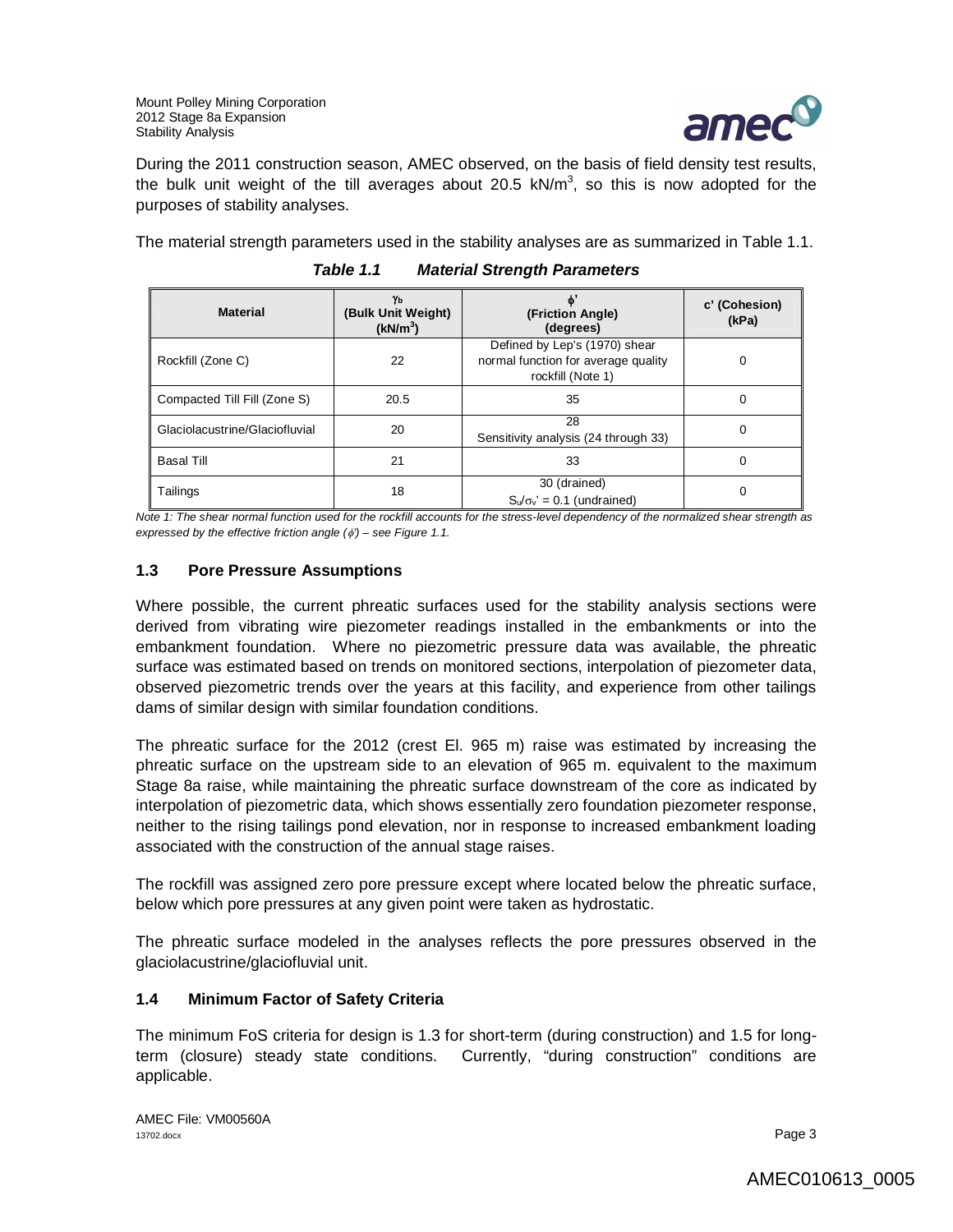During the 2011 construction season, AMEC observed, on the basis of field density test results, the bulk unit weight of the till averages about 20.5 kN/m$^3$, so this is now adopted for the purposes of stability analyses.

The material strength parameters used in the stability analyses are as summarized in Table 1.1.

***Table 1.1 Material Strength Parameters***

| Material | $\gamma_b$ (Bulk Unit Weight) (kN/m$^3$) | $\phi'$ (Friction Angle) (degrees) | c' (Cohesion) (kPa) |
|---|---|---|---|
| Rockfill (Zone C) | 22 | Defined by Lep's (1970) shear normal function for average quality rockfill (Note 1) | 0 |
| Compacted Till Fill (Zone S) | 20.5 | 35 | 0 |
| Glaciolacustrine/Glaciofluvial | 20 | 28 Sensitivity analysis (24 through 33) | 0 |
| Basal Till | 21 | 33 | 0 |
| Tailings | 18 | 30 (drained) $S_u/\sigma_v' = 0.1$ (undrained) | 0 |

*Note 1: The shear normal function used for the rockfill accounts for the stress-level dependency of the normalized shear strength as expressed by the effective friction angle ($\phi'$) – see Figure 1.1.*

### 1.3 Pore Pressure Assumptions

Where possible, the current phreatic surfaces used for the stability analysis sections were derived from vibrating wire piezometer readings installed in the embankments or into the embankment foundation. Where no piezometric pressure data was available, the phreatic surface was estimated based on trends on monitored sections, interpolation of piezometer data, observed piezometric trends over the years at this facility, and experience from other tailings dams of similar design with similar foundation conditions.

The phreatic surface for the 2012 (crest El. 965 m) raise was estimated by increasing the phreatic surface on the upstream side to an elevation of 965 m. equivalent to the maximum Stage 8a raise, while maintaining the phreatic surface downstream of the core as indicated by interpolation of piezometric data, which shows essentially zero foundation piezometer response, neither to the rising tailings pond elevation, nor in response to increased embankment loading associated with the construction of the annual stage raises.

The rockfill was assigned zero pore pressure except where located below the phreatic surface, below which pore pressures at any given point were taken as hydrostatic.

The phreatic surface modeled in the analyses reflects the pore pressures observed in the glaciolacustrine/glaciofluvial unit.

### 1.4 Minimum Factor of Safety Criteria

The minimum FoS criteria for design is 1.3 for short-term (during construction) and 1.5 for long-term (closure) steady state conditions. Currently, "during construction" conditions are applicable.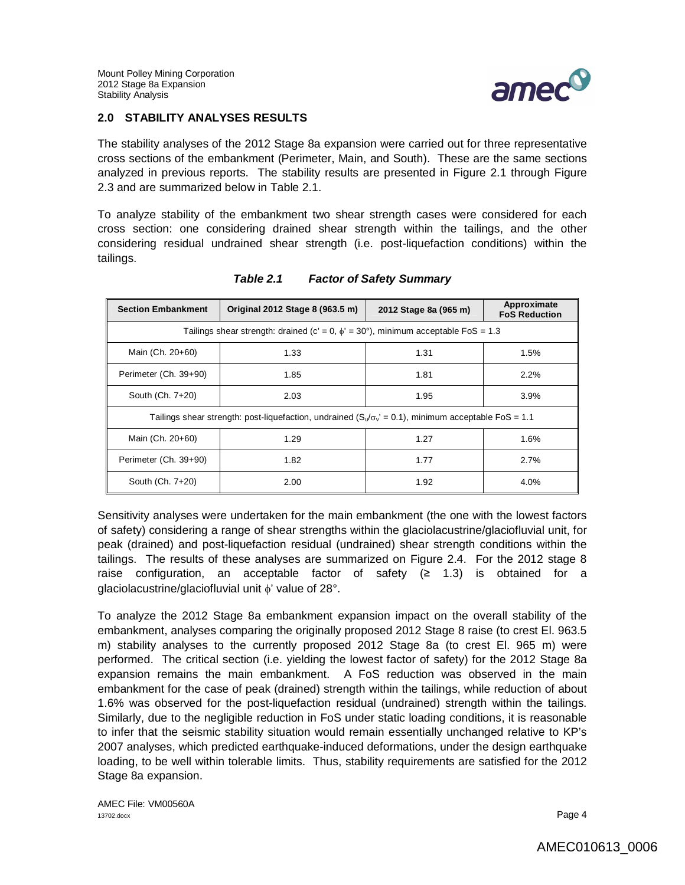## 2.0 STABILITY ANALYSES RESULTS

The stability analyses of the 2012 Stage 8a expansion were carried out for three representative cross sections of the embankment (Perimeter, Main, and South). These are the same sections analyzed in previous reports. The stability results are presented in Figure 2.1 through Figure 2.3 and are summarized below in Table 2.1.

To analyze stability of the embankment two shear strength cases were considered for each cross section: one considering drained shear strength within the tailings, and the other considering residual undrained shear strength (i.e. post-liquefaction conditions) within the tailings.

***Table 2.1 Factor of Safety Summary***

| Section Embankment | Original 2012 Stage 8 (963.5 m) | 2012 Stage 8a (965 m) | Approximate FoS Reduction |
|---|---|---|---|
| Tailings shear strength: drained ($c' = 0$, $\phi' = 30°$), minimum acceptable FoS = 1.3 | | | |
| Main (Ch. 20+60) | 1.33 | 1.31 | 1.5% |
| Perimeter (Ch. 39+90) | 1.85 | 1.81 | 2.2% |
| South (Ch. 7+20) | 2.03 | 1.95 | 3.9% |
| Tailings shear strength: post-liquefaction, undrained ($S_u/\sigma_v' = 0.1$), minimum acceptable FoS = 1.1 | | | |
| Main (Ch. 20+60) | 1.29 | 1.27 | 1.6% |
| Perimeter (Ch. 39+90) | 1.82 | 1.77 | 2.7% |
| South (Ch. 7+20) | 2.00 | 1.92 | 4.0% |

Sensitivity analyses were undertaken for the main embankment (the one with the lowest factors of safety) considering a range of shear strengths within the glaciolacustrine/glaciofluvial unit, for peak (drained) and post-liquefaction residual (undrained) shear strength conditions within the tailings. The results of these analyses are summarized on Figure 2.4. For the 2012 stage 8 raise configuration, an acceptable factor of safety (≥ 1.3) is obtained for a glaciolacustrine/glaciofluvial unit $\phi'$ value of 28°.

To analyze the 2012 Stage 8a embankment expansion impact on the overall stability of the embankment, analyses comparing the originally proposed 2012 Stage 8 raise (to crest El. 963.5 m) stability analyses to the currently proposed 2012 Stage 8a (to crest El. 965 m) were performed. The critical section (i.e. yielding the lowest factor of safety) for the 2012 Stage 8a expansion remains the main embankment. A FoS reduction was observed in the main embankment for the case of peak (drained) strength within the tailings, while reduction of about 1.6% was observed for the post-liquefaction residual (undrained) strength within the tailings. Similarly, due to the negligible reduction in FoS under static loading conditions, it is reasonable to infer that the seismic stability situation would remain essentially unchanged relative to KP's 2007 analyses, which predicted earthquake-induced deformations, under the design earthquake loading, to be well within tolerable limits. Thus, stability requirements are satisfied for the 2012 Stage 8a expansion.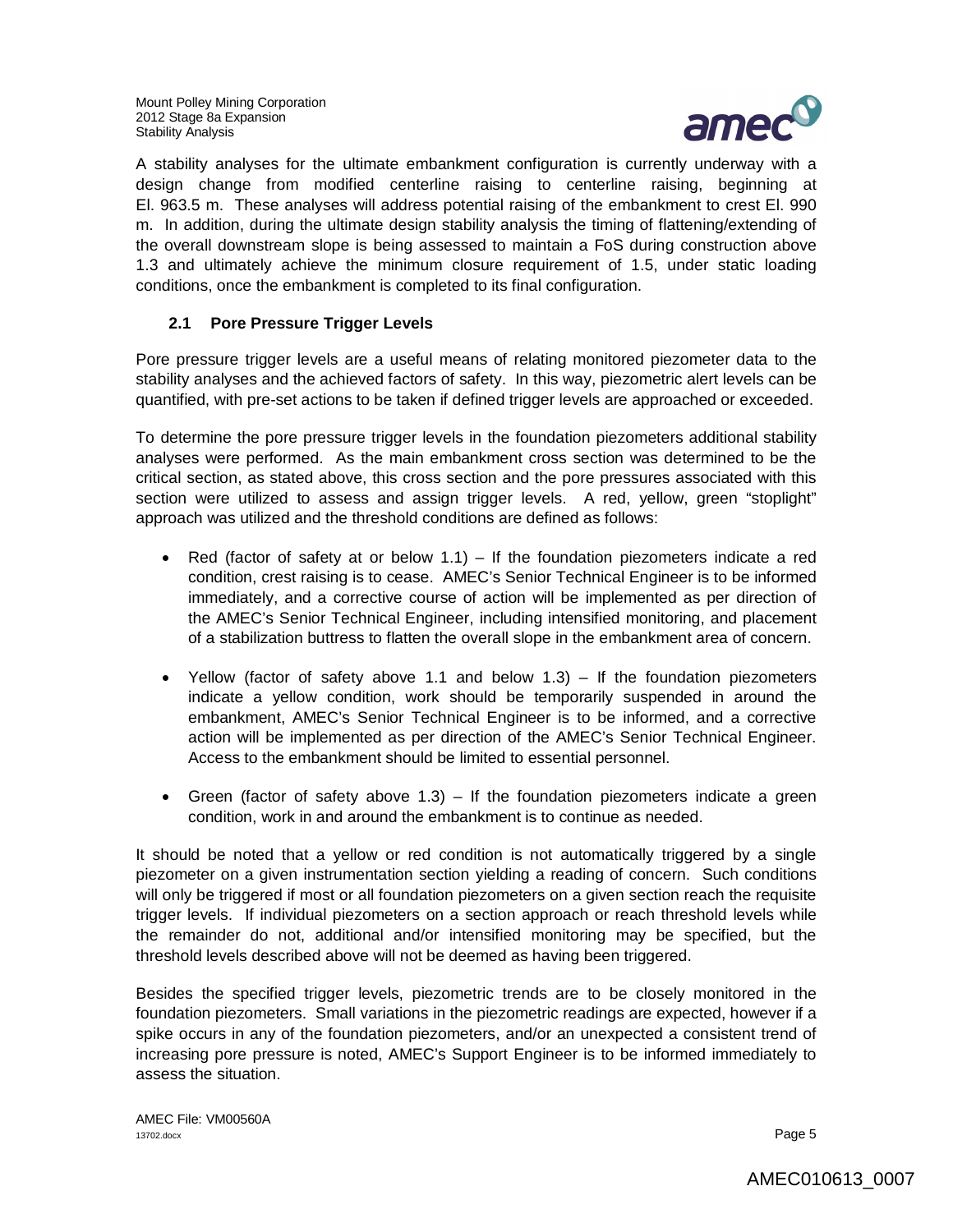A stability analyses for the ultimate embankment configuration is currently underway with a design change from modified centerline raising to centerline raising, beginning at El. 963.5 m. These analyses will address potential raising of the embankment to crest El. 990 m. In addition, during the ultimate design stability analysis the timing of flattening/extending of the overall downstream slope is being assessed to maintain a FoS during construction above 1.3 and ultimately achieve the minimum closure requirement of 1.5, under static loading conditions, once the embankment is completed to its final configuration.

### 2.1 Pore Pressure Trigger Levels

Pore pressure trigger levels are a useful means of relating monitored piezometer data to the stability analyses and the achieved factors of safety. In this way, piezometric alert levels can be quantified, with pre-set actions to be taken if defined trigger levels are approached or exceeded.

To determine the pore pressure trigger levels in the foundation piezometers additional stability analyses were performed. As the main embankment cross section was determined to be the critical section, as stated above, this cross section and the pore pressures associated with this section were utilized to assess and assign trigger levels. A red, yellow, green "stoplight" approach was utilized and the threshold conditions are defined as follows:

- Red (factor of safety at or below 1.1) – If the foundation piezometers indicate a red condition, crest raising is to cease. AMEC's Senior Technical Engineer is to be informed immediately, and a corrective course of action will be implemented as per direction of the AMEC's Senior Technical Engineer, including intensified monitoring, and placement of a stabilization buttress to flatten the overall slope in the embankment area of concern.
- Yellow (factor of safety above 1.1 and below 1.3) – If the foundation piezometers indicate a yellow condition, work should be temporarily suspended in around the embankment, AMEC's Senior Technical Engineer is to be informed, and a corrective action will be implemented as per direction of the AMEC's Senior Technical Engineer. Access to the embankment should be limited to essential personnel.
- Green (factor of safety above 1.3) – If the foundation piezometers indicate a green condition, work in and around the embankment is to continue as needed.

It should be noted that a yellow or red condition is not automatically triggered by a single piezometer on a given instrumentation section yielding a reading of concern. Such conditions will only be triggered if most or all foundation piezometers on a given section reach the requisite trigger levels. If individual piezometers on a section approach or reach threshold levels while the remainder do not, additional and/or intensified monitoring may be specified, but the threshold levels described above will not be deemed as having been triggered.

Besides the specified trigger levels, piezometric trends are to be closely monitored in the foundation piezometers. Small variations in the piezometric readings are expected, however if a spike occurs in any of the foundation piezometers, and/or an unexpected a consistent trend of increasing pore pressure is noted, AMEC's Support Engineer is to be informed immediately to assess the situation.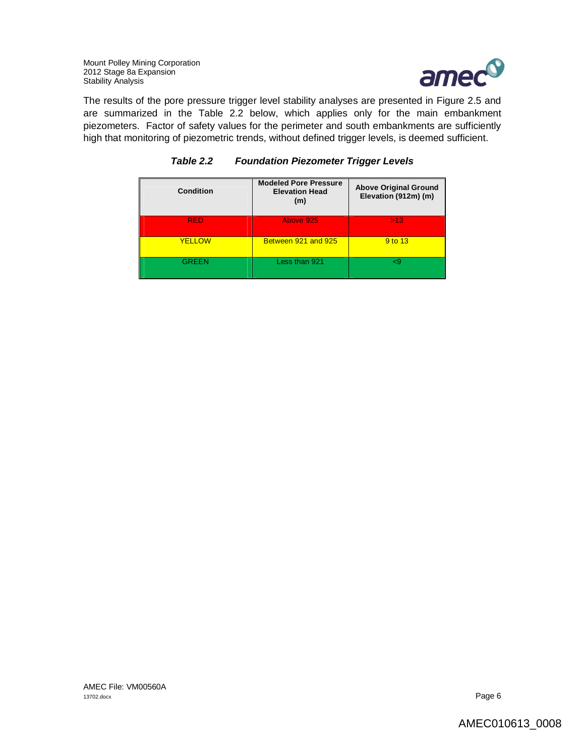The results of the pore pressure trigger level stability analyses are presented in Figure 2.5 and are summarized in the Table 2.2 below, which applies only for the main embankment piezometers. Factor of safety values for the perimeter and south embankments are sufficiently high that monitoring of piezometric trends, without defined trigger levels, is deemed sufficient.

***Table 2.2 Foundation Piezometer Trigger Levels***

| Condition | Modeled Pore Pressure Elevation Head (m) | Above Original Ground Elevation (912m) (m) |
|---|---|---|
| RED | Above 925 | >13 |
| YELLOW | Between 921 and 925 | 9 to 13 |
| GREEN | Less than 921 | <9 |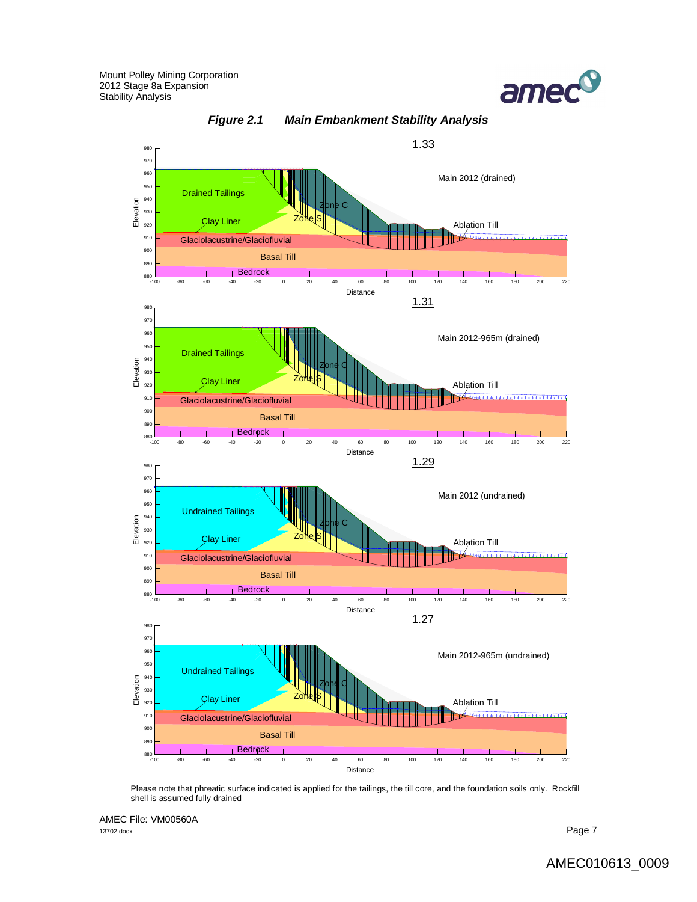## *Figure 2.1 Main Embankment Stability Analysis*

Please note that phreatic surface indicated is applied for the tailings, the till core, and the foundation soils only. Rockfill shell is assumed fully drained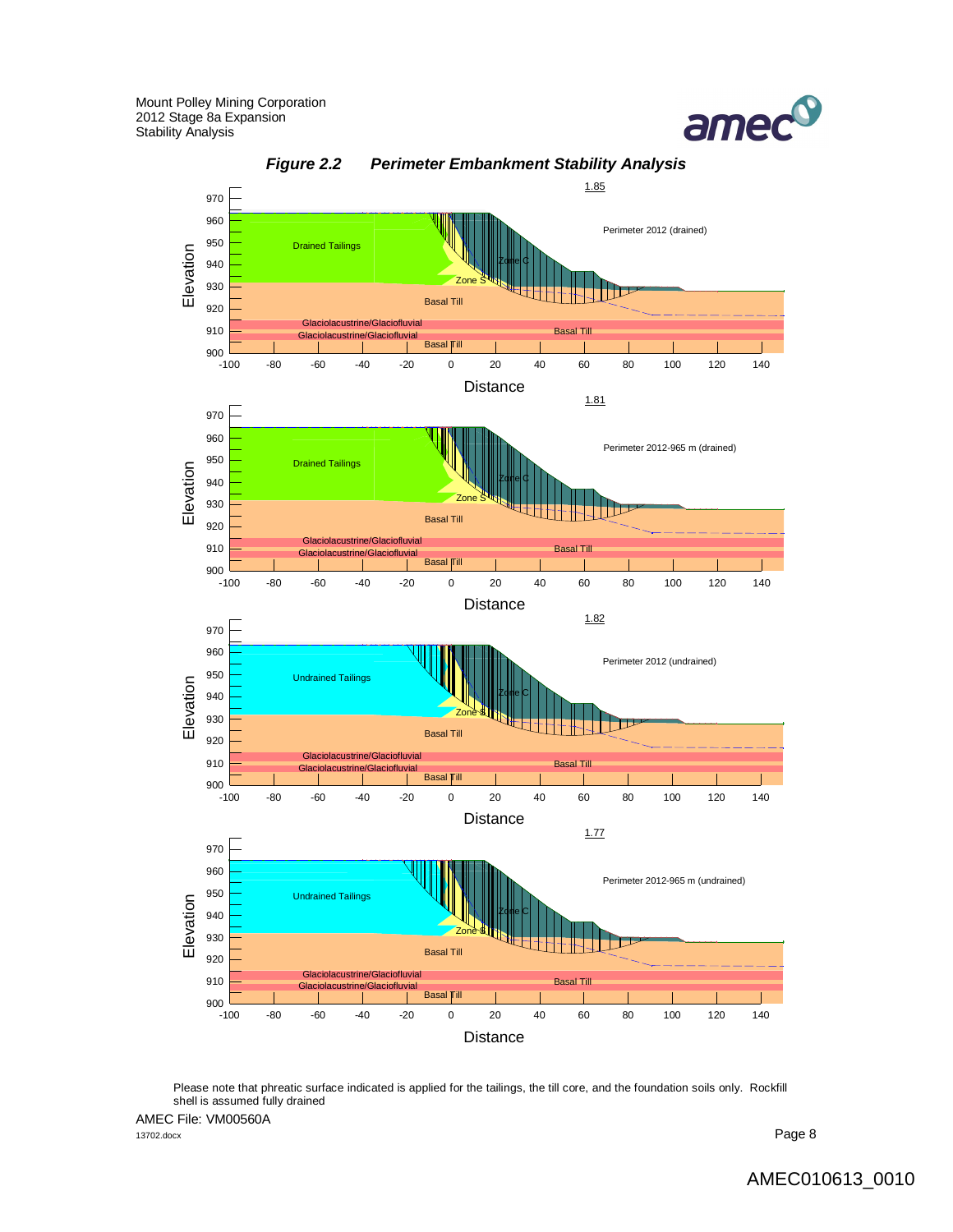***Figure 2.2 Perimeter Embankment Stability Analysis***

1.85

Perimeter 2012 (drained)

1.81

Perimeter 2012-965 m (drained)

1.82

Perimeter 2012 (undrained)

1.77

Perimeter 2012-965 m (undrained)

Please note that phreatic surface indicated is applied for the tailings, the till core, and the foundation soils only. Rockfill shell is assumed fully drained

AMEC File: VM00560A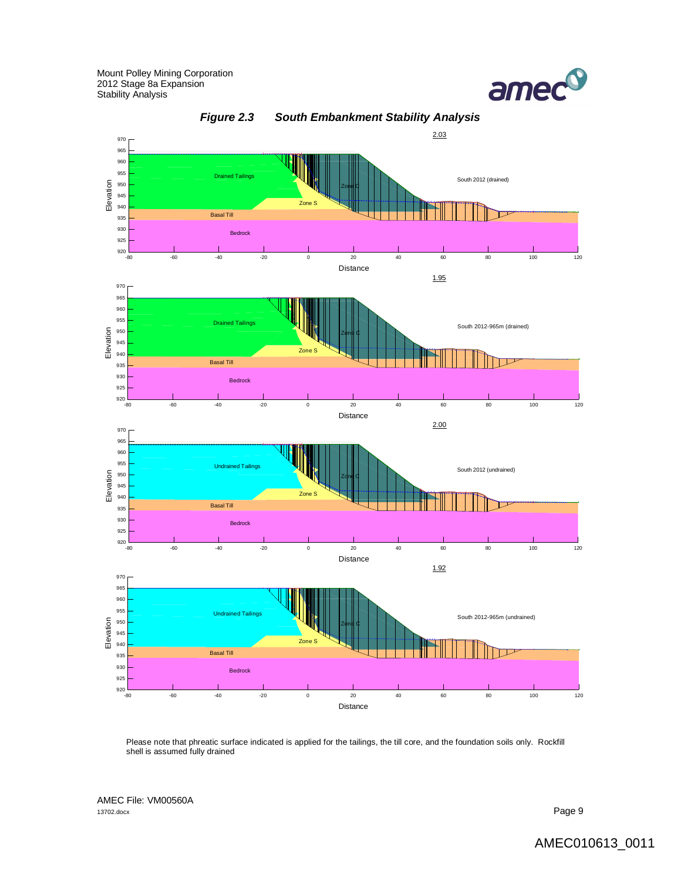**Figure 2.3 South Embankment Stability Analysis**

Please note that phreatic surface indicated is applied for the tailings, the till core, and the foundation soils only. Rockfill shell is assumed fully drained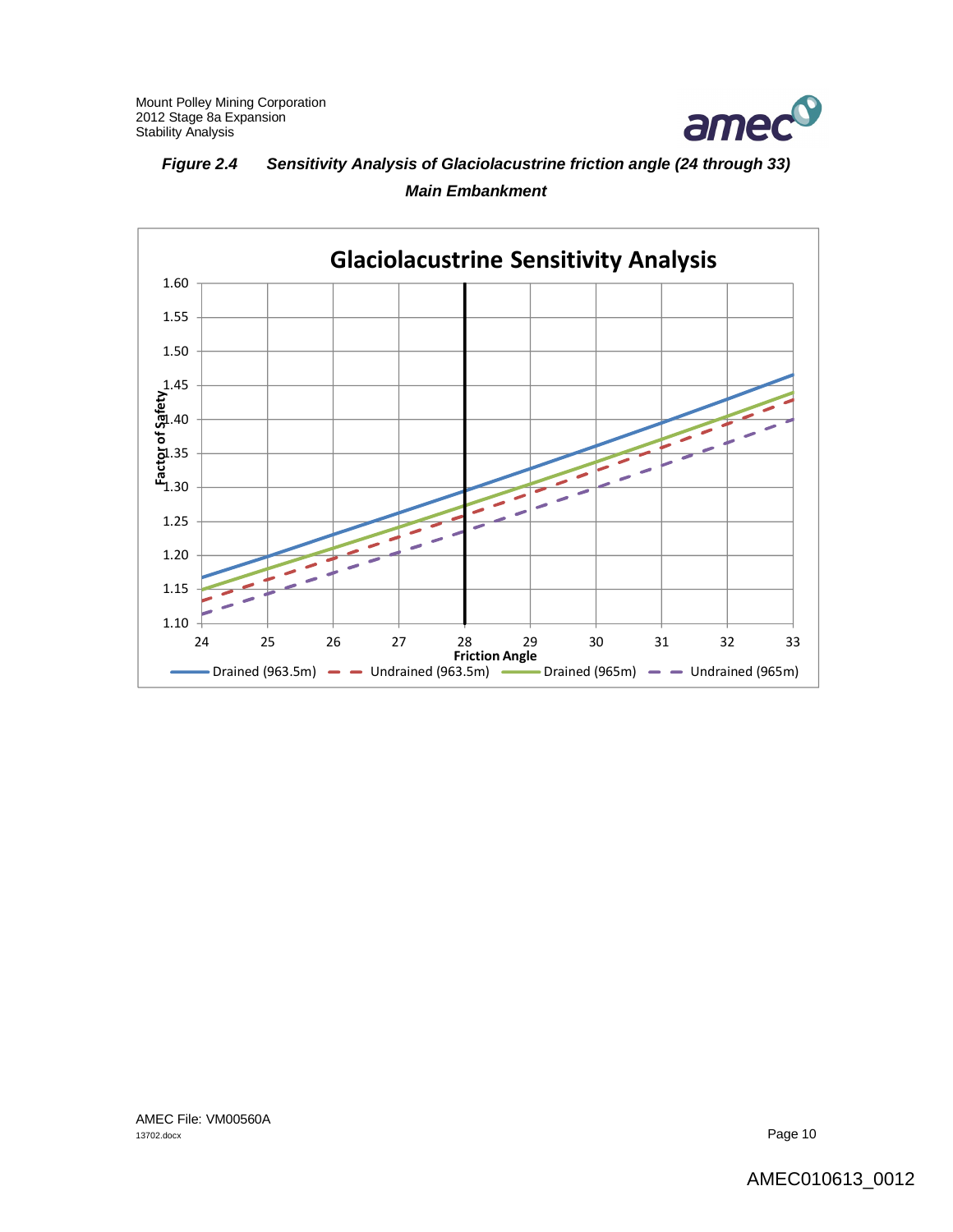***Figure 2.4 Sensitivity Analysis of Glaciolacustrine friction angle (24 through 33)***

***Main Embankment***

**Glaciolacustrine Sensitivity Analysis**

Factor of Safety

1.60
1.55
1.50
1.45
1.40
1.35
1.30
1.25
1.20
1.15
1.10

24 25 26 27 28 29 30 31 32 33

Friction Angle

Drained (963.5m) — Undrained (963.5m) — Drained (965m) — Undrained (965m)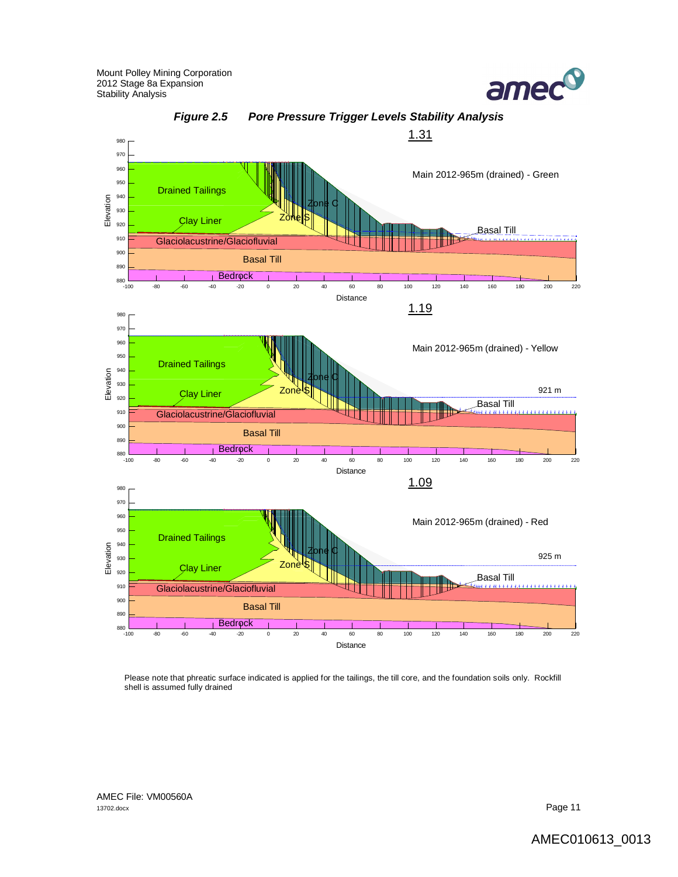*Figure 2.5 Pore Pressure Trigger Levels Stability Analysis*

Please note that phreatic surface indicated is applied for the tailings, the till core, and the foundation soils only. Rockfill shell is assumed fully drained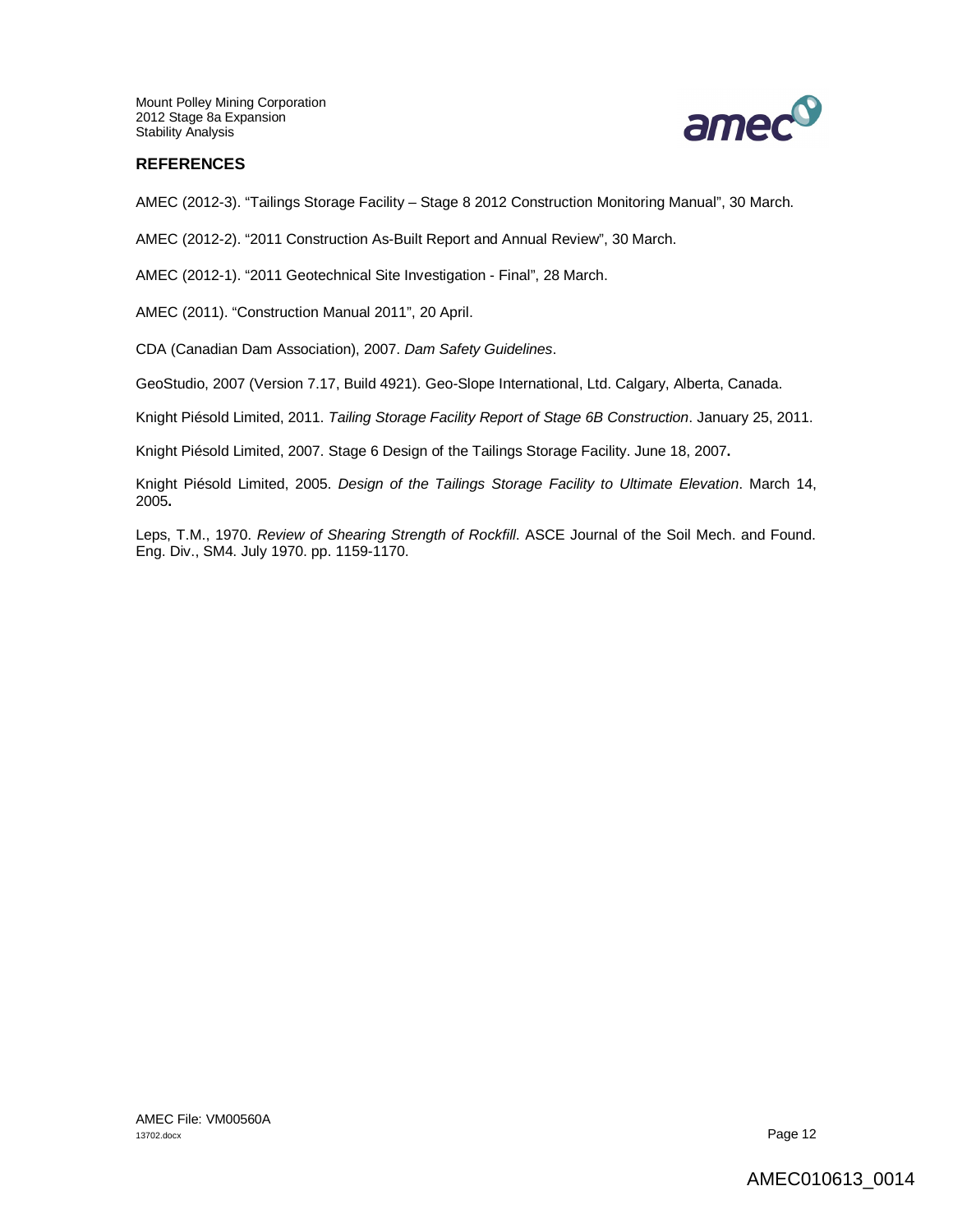## REFERENCES

AMEC (2012-3). "Tailings Storage Facility – Stage 8 2012 Construction Monitoring Manual", 30 March.

AMEC (2012-2). "2011 Construction As-Built Report and Annual Review", 30 March.

AMEC (2012-1). "2011 Geotechnical Site Investigation - Final", 28 March.

AMEC (2011). "Construction Manual 2011", 20 April.

CDA (Canadian Dam Association), 2007. *Dam Safety Guidelines*.

GeoStudio, 2007 (Version 7.17, Build 4921). Geo-Slope International, Ltd. Calgary, Alberta, Canada.

Knight Piésold Limited, 2011. *Tailing Storage Facility Report of Stage 6B Construction*. January 25, 2011.

Knight Piésold Limited, 2007. Stage 6 Design of the Tailings Storage Facility. June 18, 2007**.**

Knight Piésold Limited, 2005. *Design of the Tailings Storage Facility to Ultimate Elevation*. March 14, 2005**.**

Leps, T.M., 1970. *Review of Shearing Strength of Rockfill*. ASCE Journal of the Soil Mech. and Found. Eng. Div., SM4. July 1970. pp. 1159-1170.